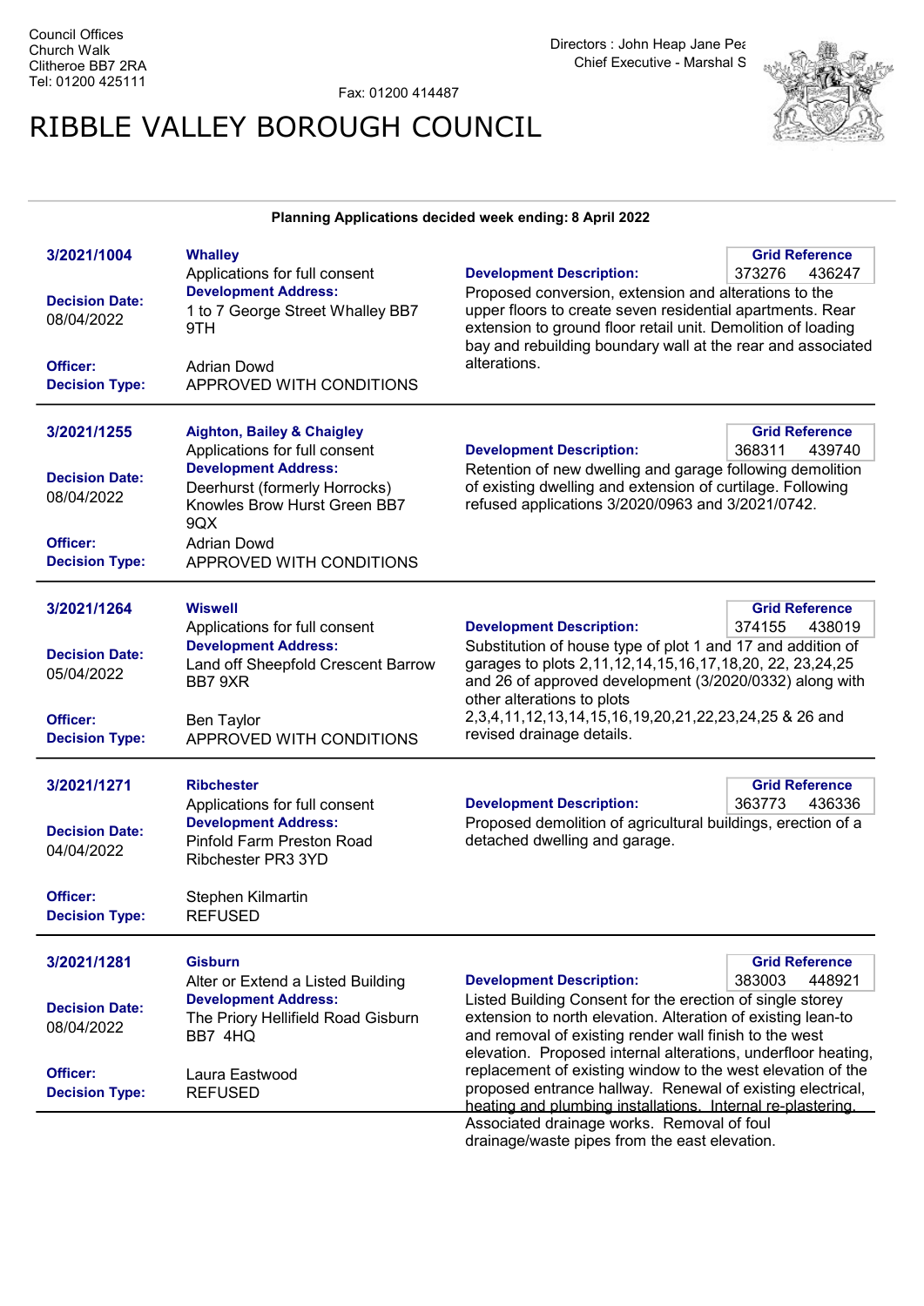Council Offices
Church Walk
Clitheroe BB7 2RA
Tel: 01200 425111

Fax: 01200 414487

Directors : John Heap Jane Pea
Chief Executive - Marshal S

# RIBBLE VALLEY BOROUGH COUNCIL

**Planning Applications decided week ending: 8 April 2022**

---

**3/2021/1004**

**Whalley**
Applications for full consent

**Grid Reference**
373276 436247

**Decision Date:**
08/04/2022

**Development Address:**
1 to 7 George Street Whalley BB7 9TH

**Development Description:**
Proposed conversion, extension and alterations to the upper floors to create seven residential apartments. Rear extension to ground floor retail unit. Demolition of loading bay and rebuilding boundary wall at the rear and associated alterations.

**Officer:** Adrian Dowd
**Decision Type:** APPROVED WITH CONDITIONS

---

**3/2021/1255**

**Aighton, Bailey & Chaigley**
Applications for full consent

**Grid Reference**
368311 439740

**Decision Date:**
08/04/2022

**Development Address:**
Deerhurst (formerly Horrocks) Knowles Brow Hurst Green BB7 9QX

**Development Description:**
Retention of new dwelling and garage following demolition of existing dwelling and extension of curtilage. Following refused applications 3/2020/0963 and 3/2021/0742.

**Officer:** Adrian Dowd
**Decision Type:** APPROVED WITH CONDITIONS

---

**3/2021/1264**

**Wiswell**
Applications for full consent

**Grid Reference**
374155 438019

**Decision Date:**
05/04/2022

**Development Address:**
Land off Sheepfold Crescent Barrow BB7 9XR

**Development Description:**
Substitution of house type of plot 1 and 17 and addition of garages to plots 2,11,12,14,15,16,17,18,20, 22, 23,24,25 and 26 of approved development (3/2020/0332) along with other alterations to plots 2,3,4,11,12,13,14,15,16,19,20,21,22,23,24,25 & 26 and revised drainage details.

**Officer:** Ben Taylor
**Decision Type:** APPROVED WITH CONDITIONS

---

**3/2021/1271**

**Ribchester**
Applications for full consent

**Grid Reference**
363773 436336

**Decision Date:**
04/04/2022

**Development Address:**
Pinfold Farm Preston Road Ribchester PR3 3YD

**Development Description:**
Proposed demolition of agricultural buildings, erection of a detached dwelling and garage.

**Officer:** Stephen Kilmartin
**Decision Type:** REFUSED

---

**3/2021/1281**

**Gisburn**
Alter or Extend a Listed Building

**Grid Reference**
383003 448921

**Decision Date:**
08/04/2022

**Development Address:**
The Priory Hellifield Road Gisburn BB7 4HQ

**Development Description:**
Listed Building Consent for the erection of single storey extension to north elevation. Alteration of existing lean-to and removal of existing render wall finish to the west elevation. Proposed internal alterations, underfloor heating, replacement of existing window to the west elevation of the proposed entrance hallway. Renewal of existing electrical, heating and plumbing installations. Internal re-plastering. Associated drainage works. Removal of foul drainage/waste pipes from the east elevation.

**Officer:** Laura Eastwood
**Decision Type:** REFUSED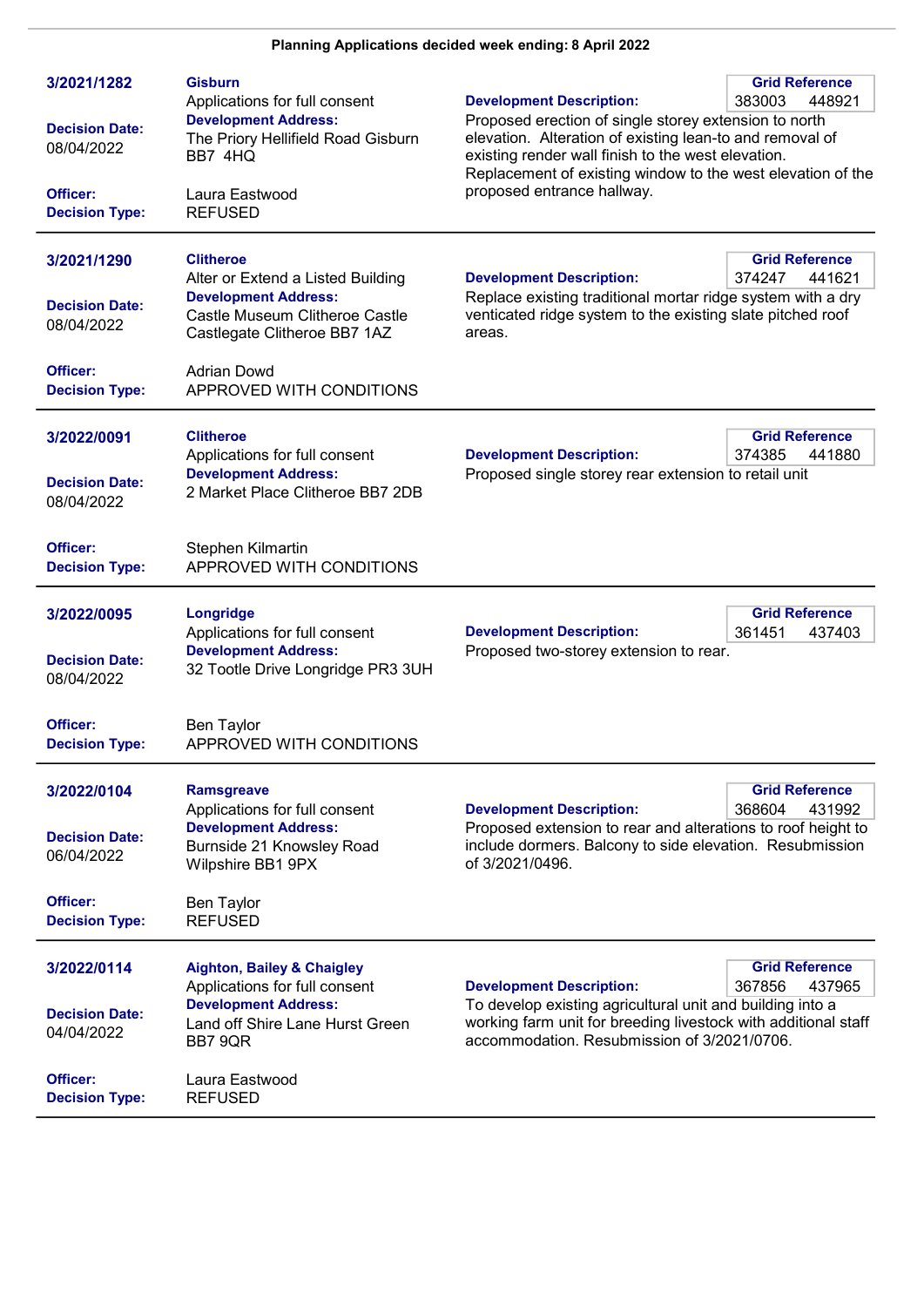**Planning Applications decided week ending: 8 April 2022**

---

**3/2021/1282**

**Gisburn**
Applications for full consent

**Development Address:**
The Priory Hellifield Road Gisburn BB7 4HQ

**Decision Date:** 08/04/2022

**Officer:** Laura Eastwood
**Decision Type:** REFUSED

**Grid Reference:** 383003 448921

**Development Description:**
Proposed erection of single storey extension to north elevation. Alteration of existing lean-to and removal of existing render wall finish to the west elevation. Replacement of existing window to the west elevation of the proposed entrance hallway.

---

**3/2021/1290**

**Clitheroe**
Alter or Extend a Listed Building

**Development Address:**
Castle Museum Clitheroe Castle Castlegate Clitheroe BB7 1AZ

**Decision Date:** 08/04/2022

**Officer:** Adrian Dowd
**Decision Type:** APPROVED WITH CONDITIONS

**Grid Reference:** 374247 441621

**Development Description:**
Replace existing traditional mortar ridge system with a dry venticated ridge system to the existing slate pitched roof areas.

---

**3/2022/0091**

**Clitheroe**
Applications for full consent

**Development Address:**
2 Market Place Clitheroe BB7 2DB

**Decision Date:** 08/04/2022

**Officer:** Stephen Kilmartin
**Decision Type:** APPROVED WITH CONDITIONS

**Grid Reference:** 374385 441880

**Development Description:**
Proposed single storey rear extension to retail unit

---

**3/2022/0095**

**Longridge**
Applications for full consent

**Development Address:**
32 Tootle Drive Longridge PR3 3UH

**Decision Date:** 08/04/2022

**Officer:** Ben Taylor
**Decision Type:** APPROVED WITH CONDITIONS

**Grid Reference:** 361451 437403

**Development Description:**
Proposed two-storey extension to rear.

---

**3/2022/0104**

**Ramsgreave**
Applications for full consent

**Development Address:**
Burnside 21 Knowsley Road Wilpshire BB1 9PX

**Decision Date:** 06/04/2022

**Officer:** Ben Taylor
**Decision Type:** REFUSED

**Grid Reference:** 368604 431992

**Development Description:**
Proposed extension to rear and alterations to roof height to include dormers. Balcony to side elevation. Resubmission of 3/2021/0496.

---

**3/2022/0114**

**Aighton, Bailey & Chaigley**
Applications for full consent

**Development Address:**
Land off Shire Lane Hurst Green BB7 9QR

**Decision Date:** 04/04/2022

**Officer:** Laura Eastwood
**Decision Type:** REFUSED

**Grid Reference:** 367856 437965

**Development Description:**
To develop existing agricultural unit and building into a working farm unit for breeding livestock with additional staff accommodation. Resubmission of 3/2021/0706.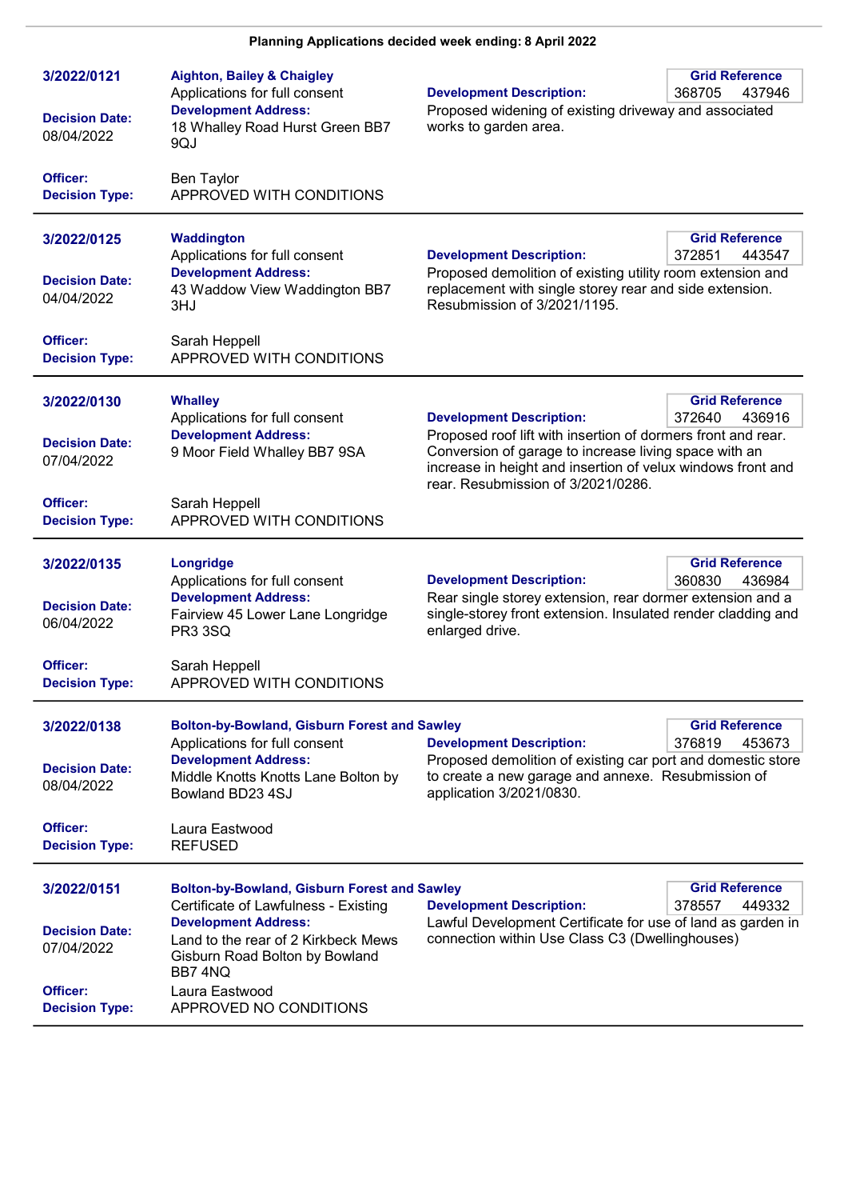**Planning Applications decided week ending: 8 April 2022**

---

**3/2022/0121**

**Aighton, Bailey & Chaigley**
Applications for full consent

**Development Address:**
18 Whalley Road Hurst Green BB7 9QJ

**Decision Date:** 08/04/2022

**Officer:** Ben Taylor

**Decision Type:** APPROVED WITH CONDITIONS

**Development Description:**
Proposed widening of existing driveway and associated works to garden area.

**Grid Reference:** 368705 437946

---

**3/2022/0125**

**Waddington**
Applications for full consent

**Development Address:**
43 Waddow View Waddington BB7 3HJ

**Decision Date:** 04/04/2022

**Officer:** Sarah Heppell

**Decision Type:** APPROVED WITH CONDITIONS

**Development Description:**
Proposed demolition of existing utility room extension and replacement with single storey rear and side extension. Resubmission of 3/2021/1195.

**Grid Reference:** 372851 443547

---

**3/2022/0130**

**Whalley**
Applications for full consent

**Development Address:**
9 Moor Field Whalley BB7 9SA

**Decision Date:** 07/04/2022

**Officer:** Sarah Heppell

**Decision Type:** APPROVED WITH CONDITIONS

**Development Description:**
Proposed roof lift with insertion of dormers front and rear. Conversion of garage to increase living space with an increase in height and insertion of velux windows front and rear. Resubmission of 3/2021/0286.

**Grid Reference:** 372640 436916

---

**3/2022/0135**

**Longridge**
Applications for full consent

**Development Address:**
Fairview 45 Lower Lane Longridge PR3 3SQ

**Decision Date:** 06/04/2022

**Officer:** Sarah Heppell

**Decision Type:** APPROVED WITH CONDITIONS

**Development Description:**
Rear single storey extension, rear dormer extension and a single-storey front extension. Insulated render cladding and enlarged drive.

**Grid Reference:** 360830 436984

---

**3/2022/0138**

**Bolton-by-Bowland, Gisburn Forest and Sawley**
Applications for full consent

**Development Address:**
Middle Knotts Knotts Lane Bolton by Bowland BD23 4SJ

**Decision Date:** 08/04/2022

**Officer:** Laura Eastwood

**Decision Type:** REFUSED

**Development Description:**
Proposed demolition of existing car port and domestic store to create a new garage and annexe. Resubmission of application 3/2021/0830.

**Grid Reference:** 376819 453673

---

**3/2022/0151**

**Bolton-by-Bowland, Gisburn Forest and Sawley**
Certificate of Lawfulness - Existing

**Development Address:**
Land to the rear of 2 Kirkbeck Mews Gisburn Road Bolton by Bowland BB7 4NQ

**Decision Date:** 07/04/2022

**Officer:** Laura Eastwood

**Decision Type:** APPROVED NO CONDITIONS

**Development Description:**
Lawful Development Certificate for use of land as garden in connection within Use Class C3 (Dwellinghouses)

**Grid Reference:** 378557 449332

---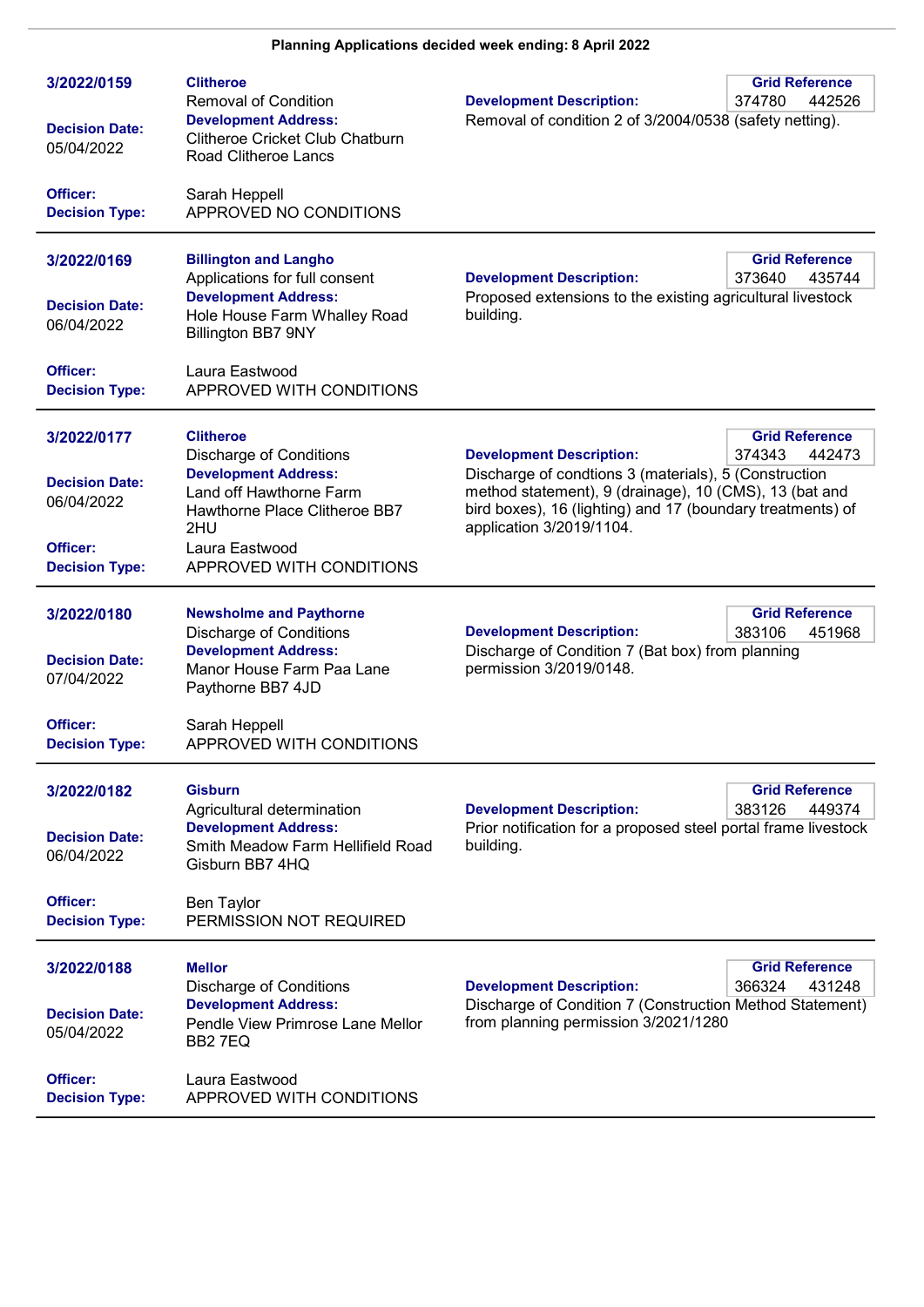**Planning Applications decided week ending: 8 April 2022**

---

**3/2022/0159**

**Clitheroe**
Removal of Condition

**Development Address:**
Clitheroe Cricket Club Chatburn Road Clitheroe Lancs

**Decision Date:** 05/04/2022

**Officer:** Sarah Heppell
**Decision Type:** APPROVED NO CONDITIONS

**Development Description:** Removal of condition 2 of 3/2004/0538 (safety netting).

**Grid Reference:** 374780 442526

---

**3/2022/0169**

**Billington and Langho**
Applications for full consent

**Development Address:**
Hole House Farm Whalley Road Billington BB7 9NY

**Decision Date:** 06/04/2022

**Officer:** Laura Eastwood
**Decision Type:** APPROVED WITH CONDITIONS

**Development Description:** Proposed extensions to the existing agricultural livestock building.

**Grid Reference:** 373640 435744

---

**3/2022/0177**

**Clitheroe**
Discharge of Conditions

**Development Address:**
Land off Hawthorne Farm Hawthorne Place Clitheroe BB7 2HU

**Decision Date:** 06/04/2022

**Officer:** Laura Eastwood
**Decision Type:** APPROVED WITH CONDITIONS

**Development Description:** Discharge of condtions 3 (materials), 5 (Construction method statement), 9 (drainage), 10 (CMS), 13 (bat and bird boxes), 16 (lighting) and 17 (boundary treatments) of application 3/2019/1104.

**Grid Reference:** 374343 442473

---

**3/2022/0180**

**Newsholme and Paythorne**
Discharge of Conditions

**Development Address:**
Manor House Farm Paa Lane Paythorne BB7 4JD

**Decision Date:** 07/04/2022

**Officer:** Sarah Heppell
**Decision Type:** APPROVED WITH CONDITIONS

**Development Description:** Discharge of Condition 7 (Bat box) from planning permission 3/2019/0148.

**Grid Reference:** 383106 451968

---

**3/2022/0182**

**Gisburn**
Agricultural determination

**Development Address:**
Smith Meadow Farm Hellifield Road Gisburn BB7 4HQ

**Decision Date:** 06/04/2022

**Officer:** Ben Taylor
**Decision Type:** PERMISSION NOT REQUIRED

**Development Description:** Prior notification for a proposed steel portal frame livestock building.

**Grid Reference:** 383126 449374

---

**3/2022/0188**

**Mellor**
Discharge of Conditions

**Development Address:**
Pendle View Primrose Lane Mellor BB2 7EQ

**Decision Date:** 05/04/2022

**Officer:** Laura Eastwood
**Decision Type:** APPROVED WITH CONDITIONS

**Development Description:** Discharge of Condition 7 (Construction Method Statement) from planning permission 3/2021/1280

**Grid Reference:** 366324 431248

---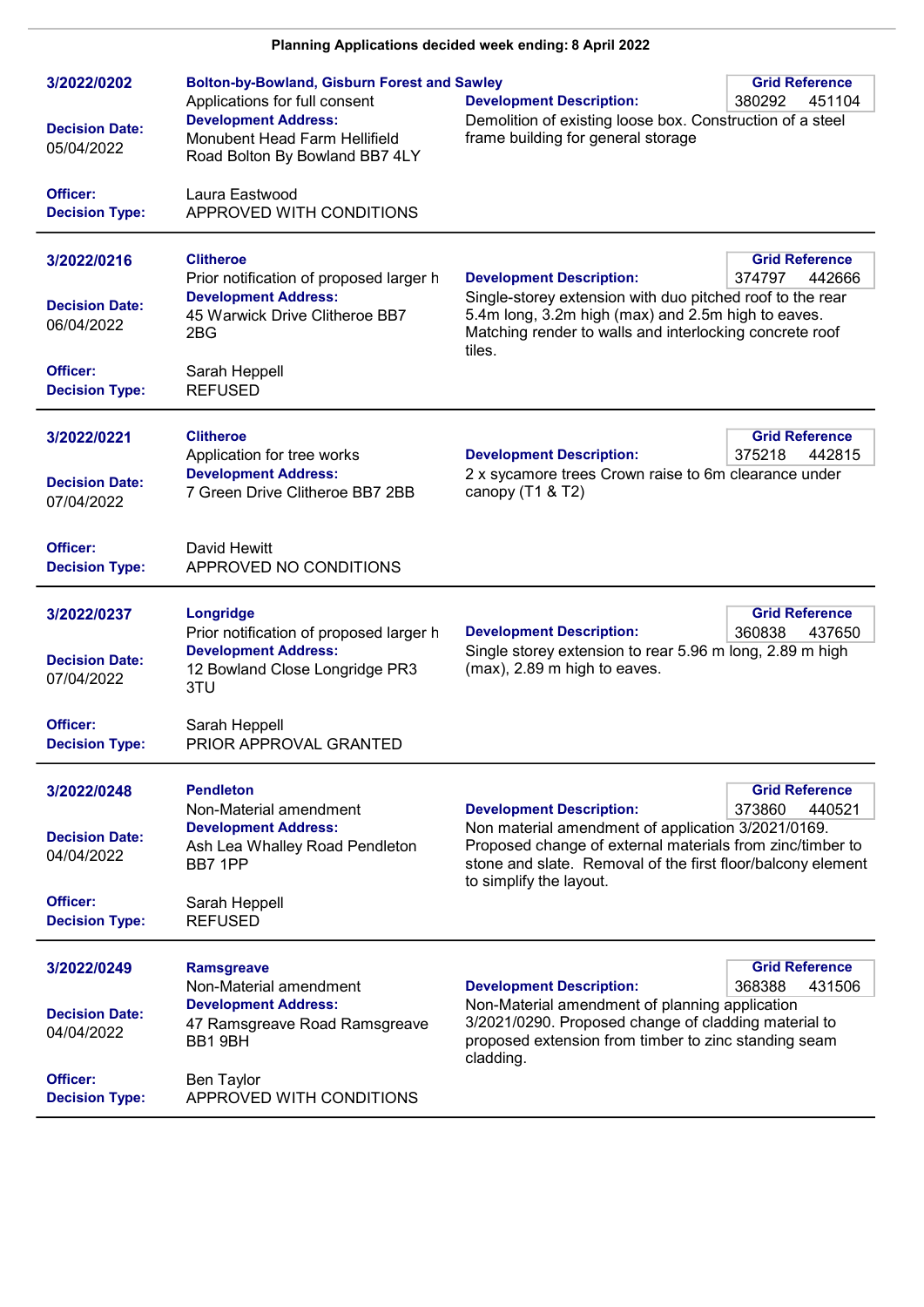**Planning Applications decided week ending: 8 April 2022**

---

**3/2022/0202**

**Bolton-by-Bowland, Gisburn Forest and Sawley**
Applications for full consent

**Grid Reference** 380292 451104

**Decision Date:** 05/04/2022

**Development Address:**
Monubent Head Farm Hellifield Road Bolton By Bowland BB7 4LY

**Development Description:**
Demolition of existing loose box. Construction of a steel frame building for general storage

**Officer:** Laura Eastwood
**Decision Type:** APPROVED WITH CONDITIONS

---

**3/2022/0216**

**Clitheroe**
Prior notification of proposed larger h

**Grid Reference** 374797 442666

**Decision Date:** 06/04/2022

**Development Address:**
45 Warwick Drive Clitheroe BB7 2BG

**Development Description:**
Single-storey extension with duo pitched roof to the rear 5.4m long, 3.2m high (max) and 2.5m high to eaves. Matching render to walls and interlocking concrete roof tiles.

**Officer:** Sarah Heppell
**Decision Type:** REFUSED

---

**3/2022/0221**

**Clitheroe**
Application for tree works

**Grid Reference** 375218 442815

**Decision Date:** 07/04/2022

**Development Address:**
7 Green Drive Clitheroe BB7 2BB

**Development Description:**
2 x sycamore trees Crown raise to 6m clearance under canopy (T1 & T2)

**Officer:** David Hewitt
**Decision Type:** APPROVED NO CONDITIONS

---

**3/2022/0237**

**Longridge**
Prior notification of proposed larger h

**Grid Reference** 360838 437650

**Decision Date:** 07/04/2022

**Development Address:**
12 Bowland Close Longridge PR3 3TU

**Development Description:**
Single storey extension to rear 5.96 m long, 2.89 m high (max), 2.89 m high to eaves.

**Officer:** Sarah Heppell
**Decision Type:** PRIOR APPROVAL GRANTED

---

**3/2022/0248**

**Pendleton**
Non-Material amendment

**Grid Reference** 373860 440521

**Decision Date:** 04/04/2022

**Development Address:**
Ash Lea Whalley Road Pendleton BB7 1PP

**Development Description:**
Non material amendment of application 3/2021/0169. Proposed change of external materials from zinc/timber to stone and slate. Removal of the first floor/balcony element to simplify the layout.

**Officer:** Sarah Heppell
**Decision Type:** REFUSED

---

**3/2022/0249**

**Ramsgreave**
Non-Material amendment

**Grid Reference** 368388 431506

**Decision Date:** 04/04/2022

**Development Address:**
47 Ramsgreave Road Ramsgreave BB1 9BH

**Development Description:**
Non-Material amendment of planning application 3/2021/0290. Proposed change of cladding material to proposed extension from timber to zinc standing seam cladding.

**Officer:** Ben Taylor
**Decision Type:** APPROVED WITH CONDITIONS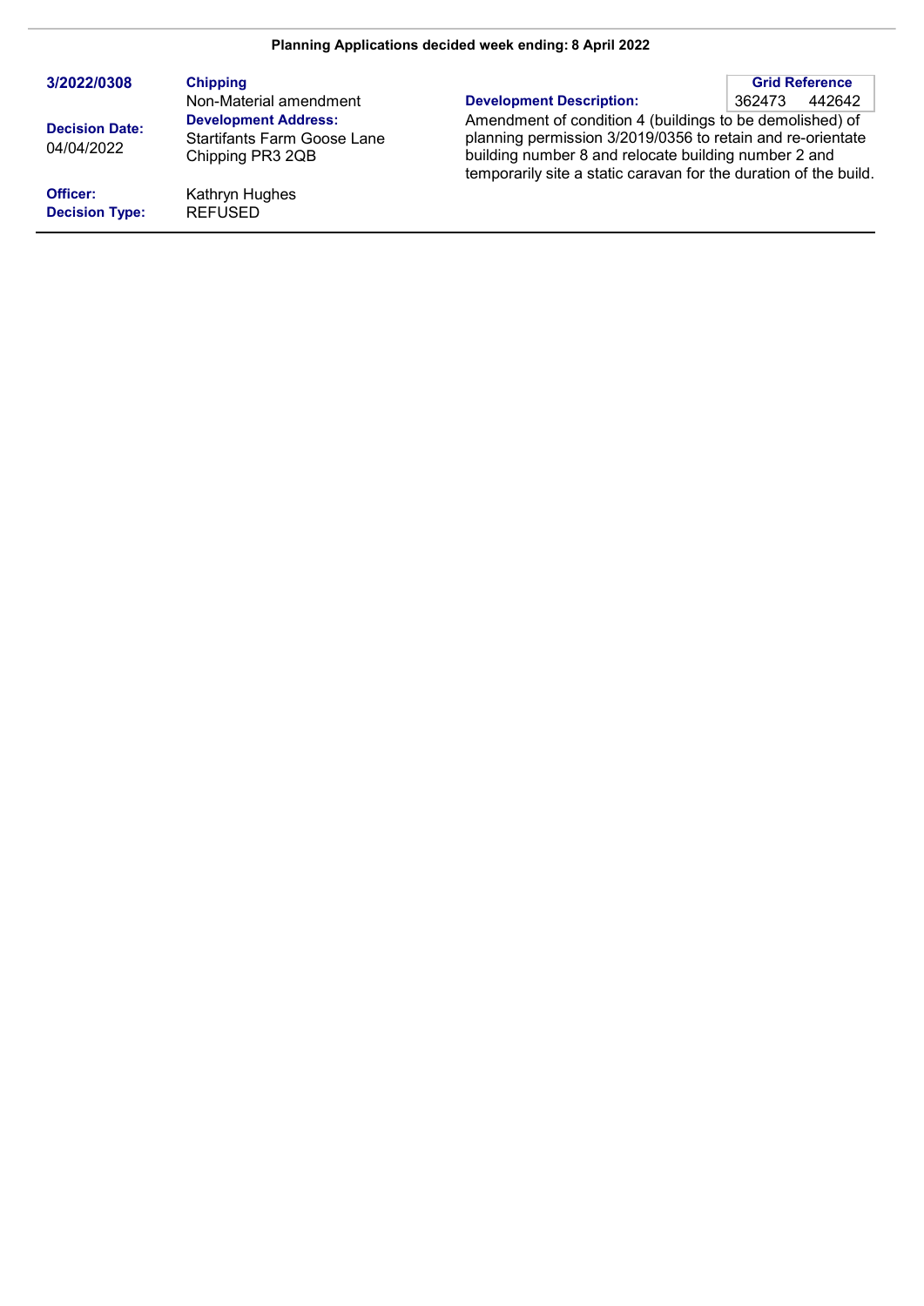**Planning Applications decided week ending: 8 April 2022**

| | | | |
|---|---|---|---|
| **3/2022/0308** | **Chipping** | **Development Description:** | **Grid Reference** |
| | Non-Material amendment | | 362473 442642 |
| **Decision Date:** 04/04/2022 | **Development Address:** Startifants Farm Goose Lane Chipping PR3 2QB | Amendment of condition 4 (buildings to be demolished) of planning permission 3/2019/0356 to retain and re-orientate building number 8 and relocate building number 2 and temporarily site a static caravan for the duration of the build. | |
| **Officer:** | Kathryn Hughes | | |
| **Decision Type:** | REFUSED | | |